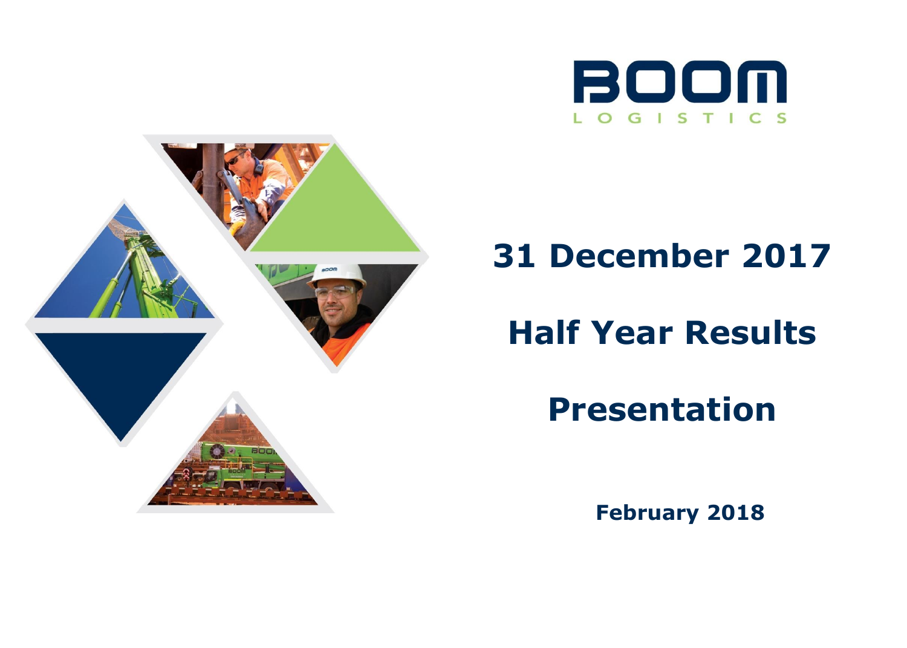BOOM

LOGISTICS

# 31 December 2017

# Half Year Results

# Presentation

**February 2018**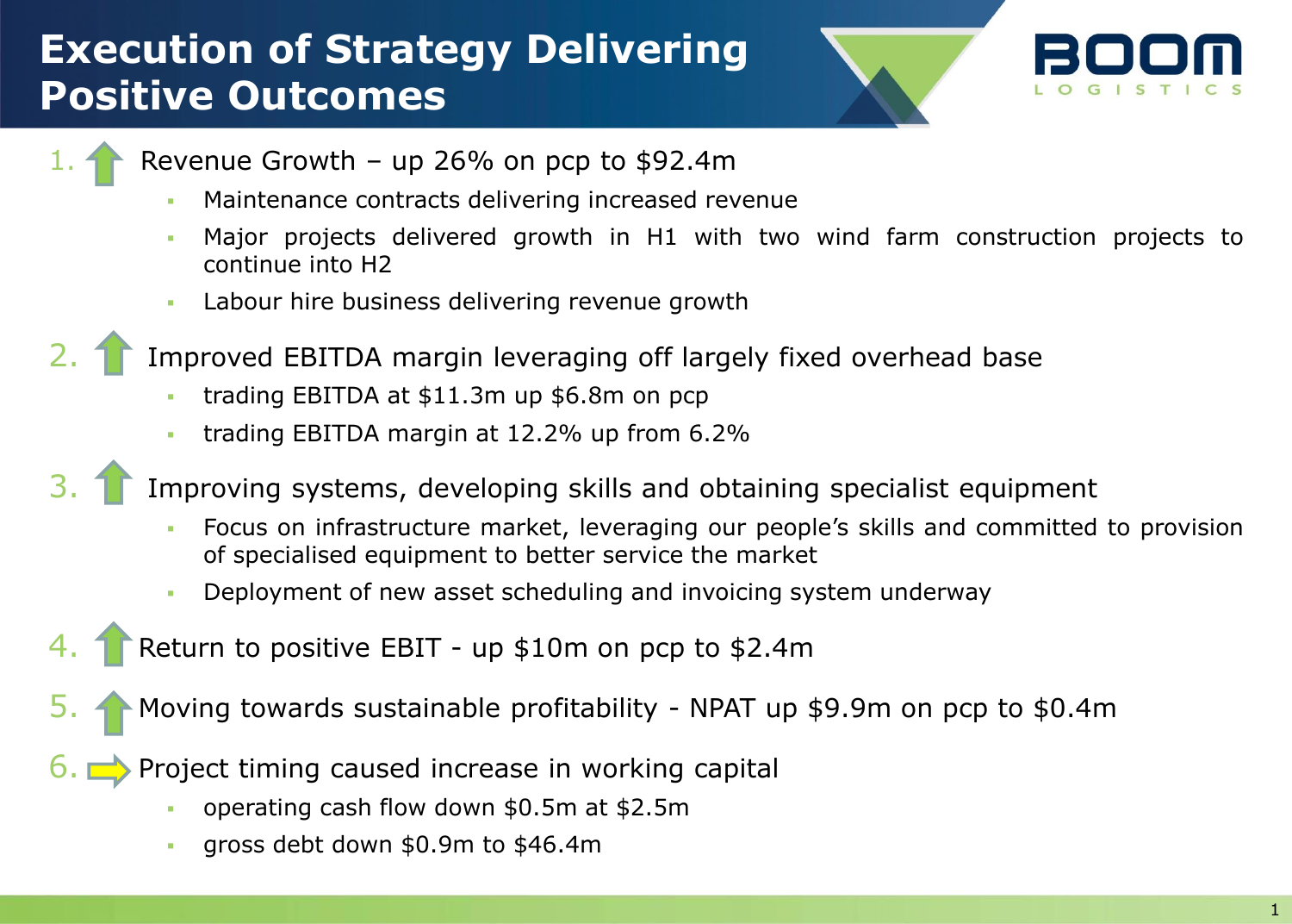# Execution of Strategy Delivering Positive Outcomes

1. Revenue Growth – up 26% on pcp to $92.4m
   - Maintenance contracts delivering increased revenue
   - Major projects delivered growth in H1 with two wind farm construction projects to continue into H2
   - Labour hire business delivering revenue growth
2. Improved EBITDA margin leveraging off largely fixed overhead base
   - trading EBITDA at $11.3m up $6.8m on pcp
   - trading EBITDA margin at 12.2% up from 6.2%
3. Improving systems, developing skills and obtaining specialist equipment
   - Focus on infrastructure market, leveraging our people's skills and committed to provision of specialised equipment to better service the market
   - Deployment of new asset scheduling and invoicing system underway
4. Return to positive EBIT - up $10m on pcp to $2.4m
5. Moving towards sustainable profitability - NPAT up $9.9m on pcp to $0.4m
6. Project timing caused increase in working capital
   - operating cash flow down $0.5m at $2.5m
   - gross debt down $0.9m to $46.4m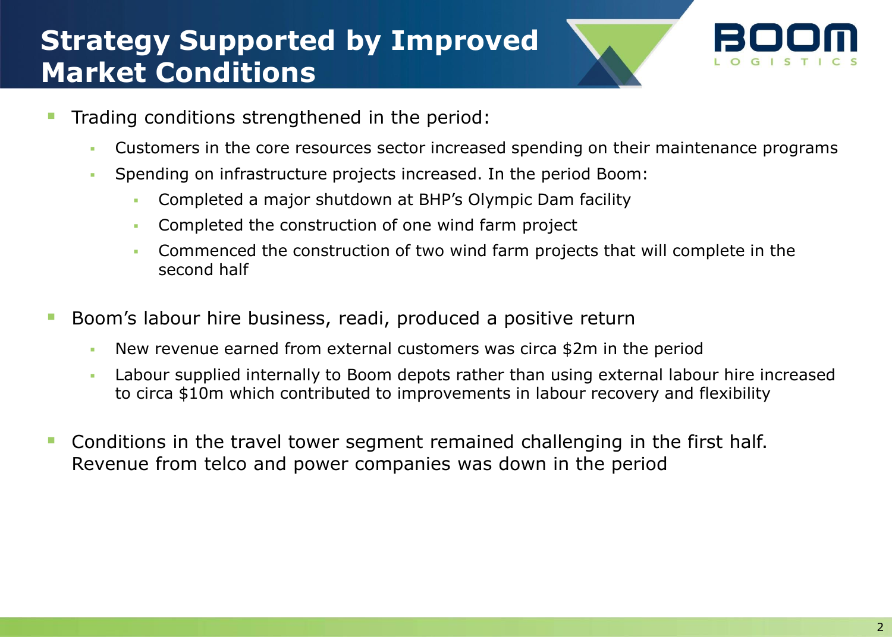# Strategy Supported by Improved Market Conditions

- Trading conditions strengthened in the period:
  - Customers in the core resources sector increased spending on their maintenance programs
  - Spending on infrastructure projects increased. In the period Boom:
    - Completed a major shutdown at BHP's Olympic Dam facility
    - Completed the construction of one wind farm project
    - Commenced the construction of two wind farm projects that will complete in the second half
- Boom's labour hire business, readi, produced a positive return
  - New revenue earned from external customers was circa $2m in the period
  - Labour supplied internally to Boom depots rather than using external labour hire increased to circa $10m which contributed to improvements in labour recovery and flexibility
- Conditions in the travel tower segment remained challenging in the first half. Revenue from telco and power companies was down in the period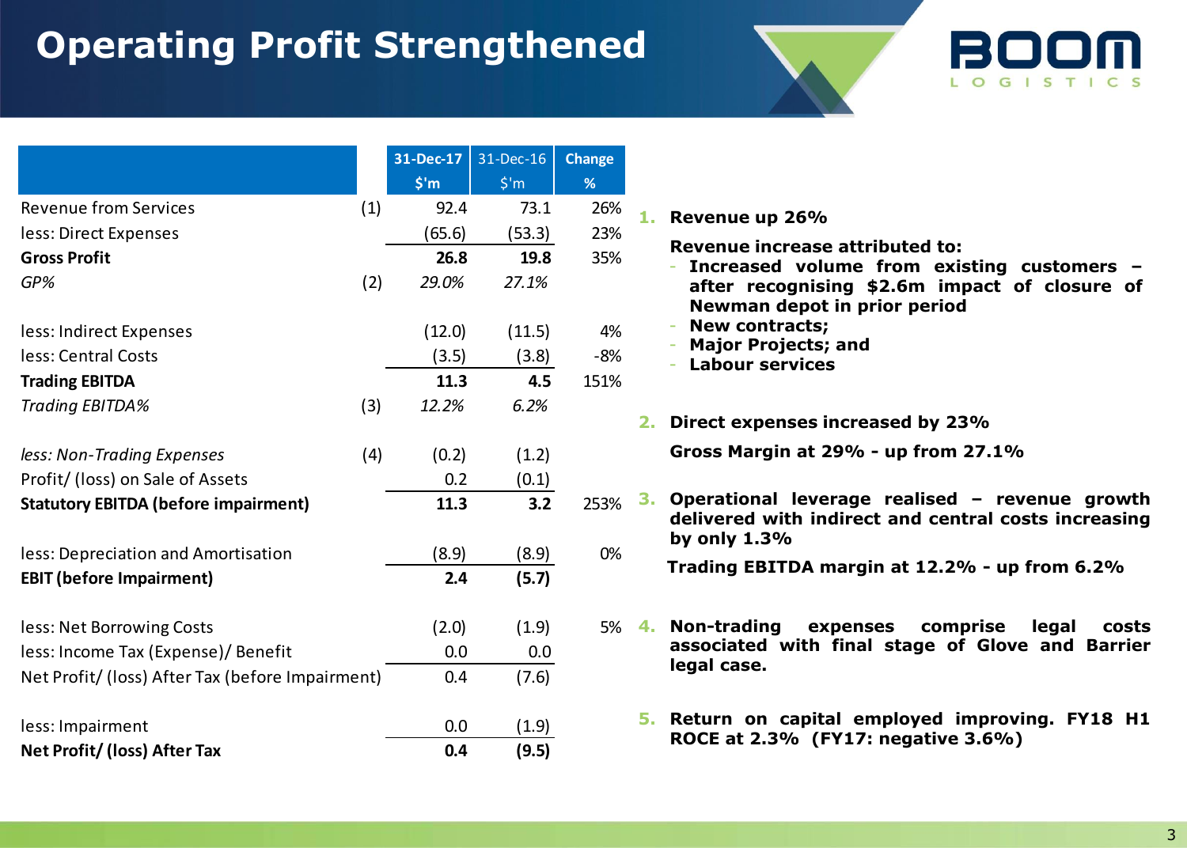# Operating Profit Strengthened

| | | 31-Dec-17 $'m | 31-Dec-16 $'m | Change % |
|---|---|---|---|---|
| Revenue from Services | (1) | 92.4 | 73.1 | 26% |
| less: Direct Expenses | | (65.6) | (53.3) | 23% |
| **Gross Profit** | | **26.8** | **19.8** | 35% |
| *GP%* | (2) | *29.0%* | *27.1%* | |
| less: Indirect Expenses | | (12.0) | (11.5) | 4% |
| less: Central Costs | | (3.5) | (3.8) | -8% |
| **Trading EBITDA** | | **11.3** | **4.5** | 151% |
| *Trading EBITDA%* | (3) | *12.2%* | *6.2%* | |
| *less: Non-Trading Expenses* | (4) | (0.2) | (1.2) | |
| Profit/ (loss) on Sale of Assets | | 0.2 | (0.1) | |
| **Statutory EBITDA (before impairment)** | | **11.3** | **3.2** | 253% |
| less: Depreciation and Amortisation | | (8.9) | (8.9) | 0% |
| **EBIT (before Impairment)** | | **2.4** | **(5.7)** | |
| less: Net Borrowing Costs | | (2.0) | (1.9) | 5% |
| less: Income Tax (Expense)/ Benefit | | 0.0 | 0.0 | |
| Net Profit/ (loss) After Tax (before Impairment) | | 0.4 | (7.6) | |
| less: Impairment | | 0.0 | (1.9) | |
| **Net Profit/ (loss) After Tax** | | **0.4** | **(9.5)** | |

1. **Revenue up 26%**

   **Revenue increase attributed to:**
   - **Increased volume from existing customers – after recognising $2.6m impact of closure of Newman depot in prior period**
   - **New contracts;**
   - **Major Projects; and**
   - **Labour services**

2. **Direct expenses increased by 23%**

   **Gross Margin at 29% - up from 27.1%**

3. **Operational leverage realised – revenue growth delivered with indirect and central costs increasing by only 1.3%**

   **Trading EBITDA margin at 12.2% - up from 6.2%**

4. **Non-trading expenses comprise legal costs associated with final stage of Glove and Barrier legal case.**

5. **Return on capital employed improving. FY18 H1 ROCE at 2.3% (FY17: negative 3.6%)**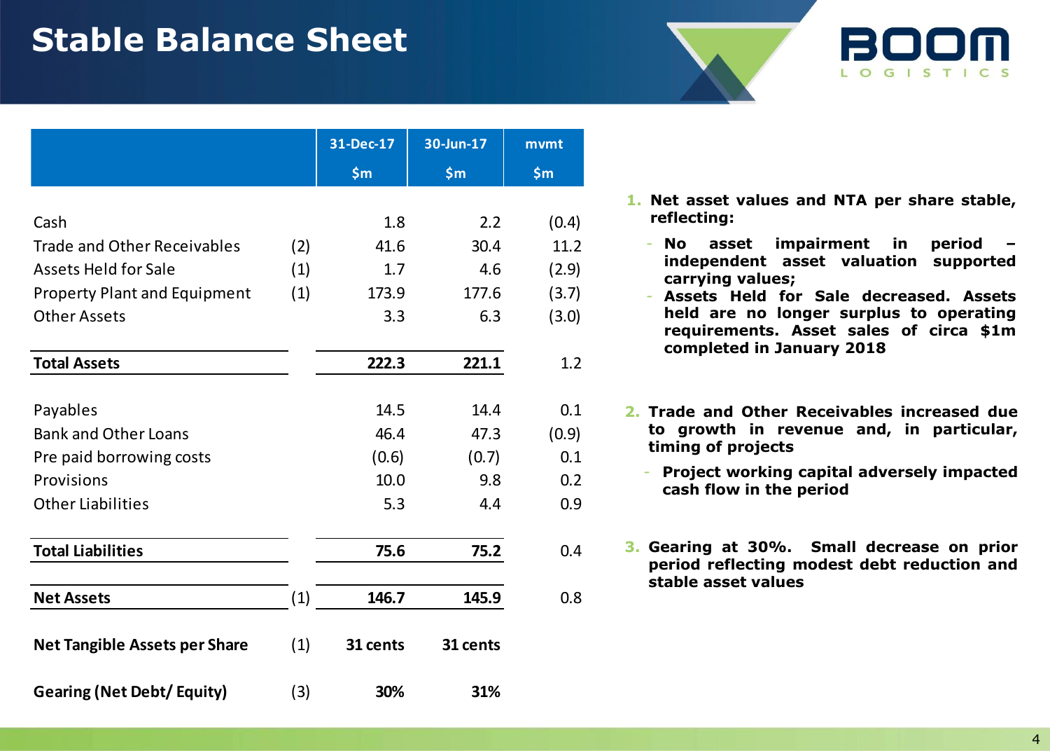# Stable Balance Sheet

| | | 31-Dec-17 $m | 30-Jun-17 $m | mvmt $m |
|---|---|---|---|---|
| Cash | | 1.8 | 2.2 | (0.4) |
| Trade and Other Receivables | (2) | 41.6 | 30.4 | 11.2 |
| Assets Held for Sale | (1) | 1.7 | 4.6 | (2.9) |
| Property Plant and Equipment | (1) | 173.9 | 177.6 | (3.7) |
| Other Assets | | 3.3 | 6.3 | (3.0) |
| **Total Assets** | | **222.3** | **221.1** | 1.2 |
| Payables | | 14.5 | 14.4 | 0.1 |
| Bank and Other Loans | | 46.4 | 47.3 | (0.9) |
| Pre paid borrowing costs | | (0.6) | (0.7) | 0.1 |
| Provisions | | 10.0 | 9.8 | 0.2 |
| Other Liabilities | | 5.3 | 4.4 | 0.9 |
| **Total Liabilities** | | **75.6** | **75.2** | 0.4 |
| **Net Assets** | (1) | **146.7** | **145.9** | 0.8 |
| **Net Tangible Assets per Share** | (1) | **31 cents** | **31 cents** | |
| **Gearing (Net Debt/ Equity)** | (3) | **30%** | **31%** | |

1. **Net asset values and NTA per share stable, reflecting:**
   - **No asset impairment in period – independent asset valuation supported carrying values;**
   - **Assets Held for Sale decreased. Assets held are no longer surplus to operating requirements. Asset sales of circa $1m completed in January 2018**

2. **Trade and Other Receivables increased due to growth in revenue and, in particular, timing of projects**
   - **Project working capital adversely impacted cash flow in the period**

3. **Gearing at 30%. Small decrease on prior period reflecting modest debt reduction and stable asset values**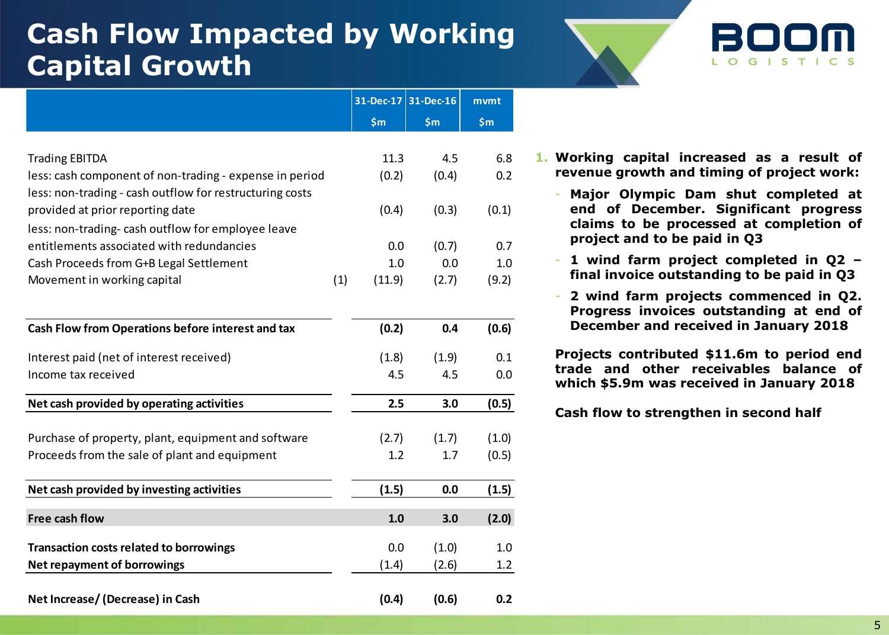# Cash Flow Impacted by Working Capital Growth

| | | 31-Dec-17 | 31-Dec-16 | mvmt |
|---|---|---|---|---|
| | | $m | $m | $m |
| Trading EBITDA | | 11.3 | 4.5 | 6.8 |
| less: cash component of non-trading - expense in period | | (0.2) | (0.4) | 0.2 |
| less: non-trading - cash outflow for restructuring costs provided at prior reporting date | | (0.4) | (0.3) | (0.1) |
| less: non-trading- cash outflow for employee leave entitlements associated with redundancies | | 0.0 | (0.7) | 0.7 |
| Cash Proceeds from G+B Legal Settlement | | 1.0 | 0.0 | 1.0 |
| Movement in working capital | (1) | (11.9) | (2.7) | (9.2) |
| **Cash Flow from Operations before interest and tax** | | **(0.2)** | **0.4** | **(0.6)** |
| Interest paid (net of interest received) | | (1.8) | (1.9) | 0.1 |
| Income tax received | | 4.5 | 4.5 | 0.0 |
| **Net cash provided by operating activities** | | **2.5** | **3.0** | **(0.5)** |
| Purchase of property, plant, equipment and software | | (2.7) | (1.7) | (1.0) |
| Proceeds from the sale of plant and equipment | | 1.2 | 1.7 | (0.5) |
| **Net cash provided by investing activities** | | **(1.5)** | **0.0** | **(1.5)** |
| **Free cash flow** | | **1.0** | **3.0** | **(2.0)** |
| **Transaction costs related to borrowings** | | 0.0 | (1.0) | 1.0 |
| **Net repayment of borrowings** | | (1.4) | (2.6) | 1.2 |
| **Net Increase/ (Decrease) in Cash** | | **(0.4)** | **(0.6)** | **0.2** |

1. **Working capital increased as a result of revenue growth and timing of project work:**
   - **Major Olympic Dam shut completed at end of December. Significant progress claims to be processed at completion of project and to be paid in Q3**
   - **1 wind farm project completed in Q2 – final invoice outstanding to be paid in Q3**
   - **2 wind farm projects commenced in Q2. Progress invoices outstanding at end of December and received in January 2018**

   **Projects contributed $11.6m to period end trade and other receivables balance of which $5.9m was received in January 2018**

   **Cash flow to strengthen in second half**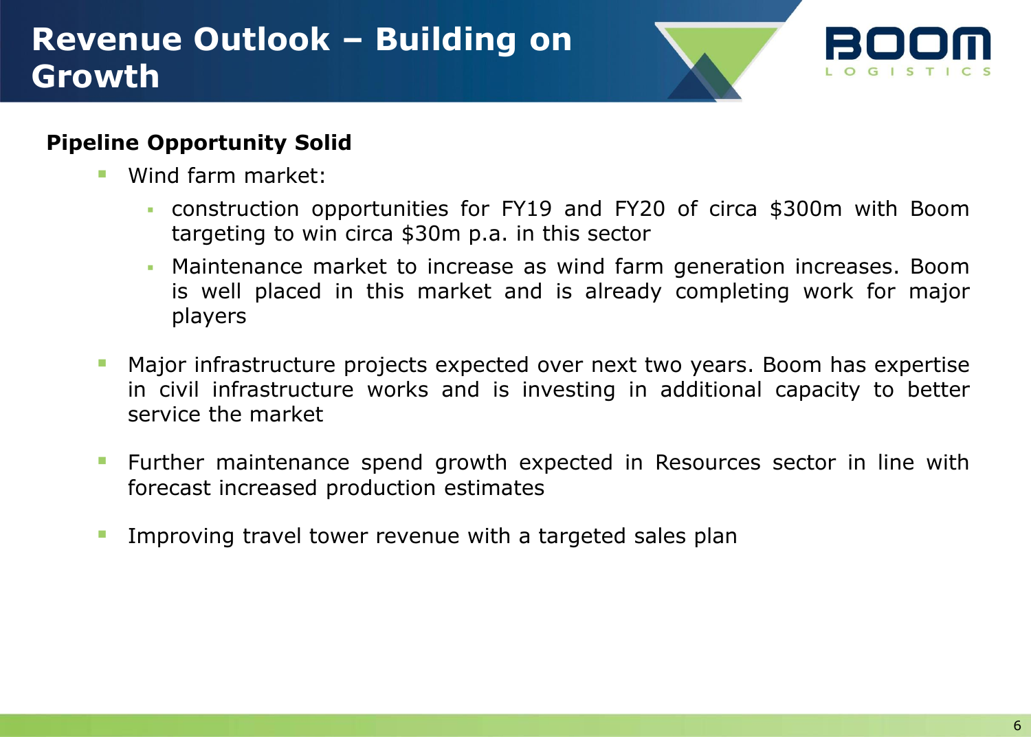# Revenue Outlook – Building on Growth

**Pipeline Opportunity Solid**

- Wind farm market:
  - construction opportunities for FY19 and FY20 of circa $300m with Boom targeting to win circa $30m p.a. in this sector
  - Maintenance market to increase as wind farm generation increases. Boom is well placed in this market and is already completing work for major players
- Major infrastructure projects expected over next two years. Boom has expertise in civil infrastructure works and is investing in additional capacity to better service the market
- Further maintenance spend growth expected in Resources sector in line with forecast increased production estimates
- Improving travel tower revenue with a targeted sales plan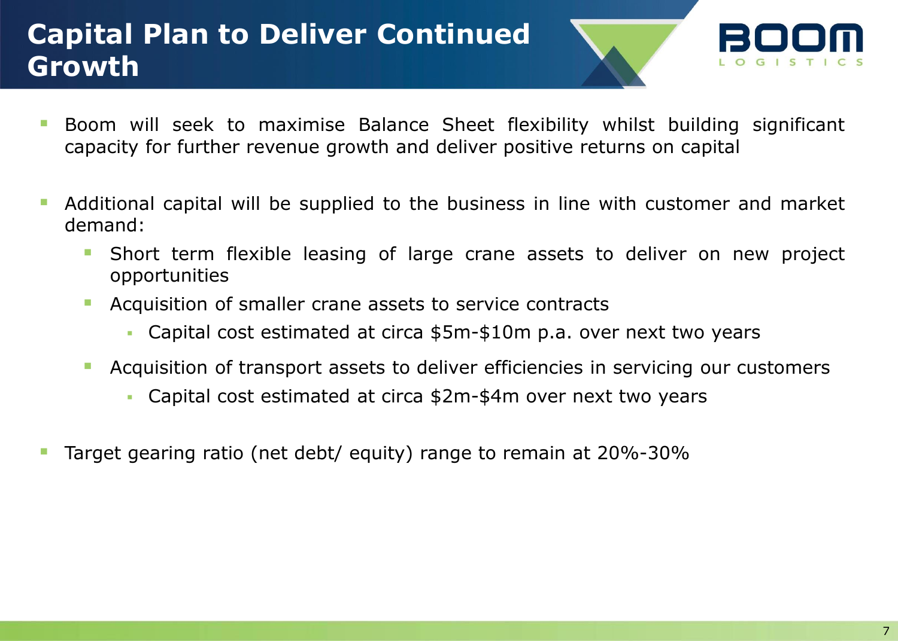# Capital Plan to Deliver Continued Growth

- Boom will seek to maximise Balance Sheet flexibility whilst building significant capacity for further revenue growth and deliver positive returns on capital
- Additional capital will be supplied to the business in line with customer and market demand:
  - Short term flexible leasing of large crane assets to deliver on new project opportunities
  - Acquisition of smaller crane assets to service contracts
    - Capital cost estimated at circa $5m-$10m p.a. over next two years
  - Acquisition of transport assets to deliver efficiencies in servicing our customers
    - Capital cost estimated at circa $2m-$4m over next two years
- Target gearing ratio (net debt/ equity) range to remain at 20%-30%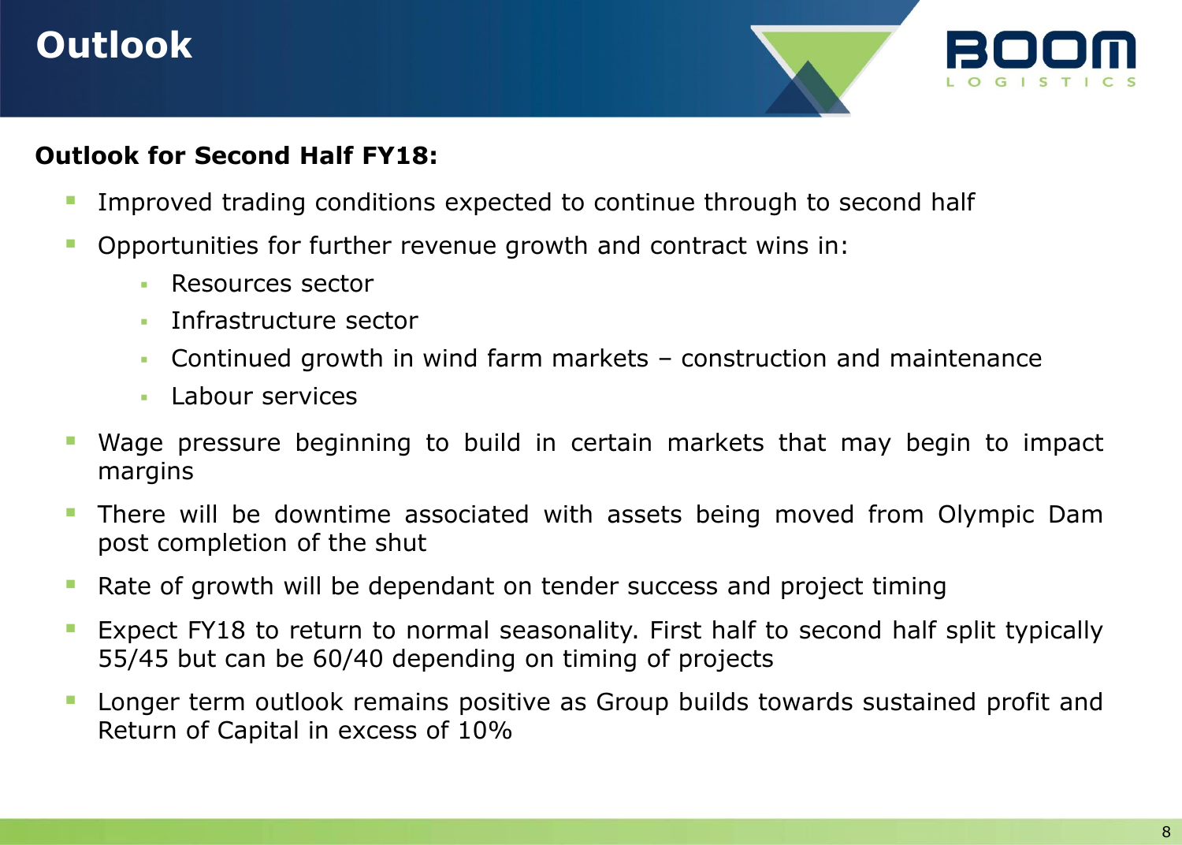# Outlook

**Outlook for Second Half FY18:**

- Improved trading conditions expected to continue through to second half
- Opportunities for further revenue growth and contract wins in:
  - Resources sector
  - Infrastructure sector
  - Continued growth in wind farm markets – construction and maintenance
  - Labour services
- Wage pressure beginning to build in certain markets that may begin to impact margins
- There will be downtime associated with assets being moved from Olympic Dam post completion of the shut
- Rate of growth will be dependant on tender success and project timing
- Expect FY18 to return to normal seasonality. First half to second half split typically 55/45 but can be 60/40 depending on timing of projects
- Longer term outlook remains positive as Group builds towards sustained profit and Return of Capital in excess of 10%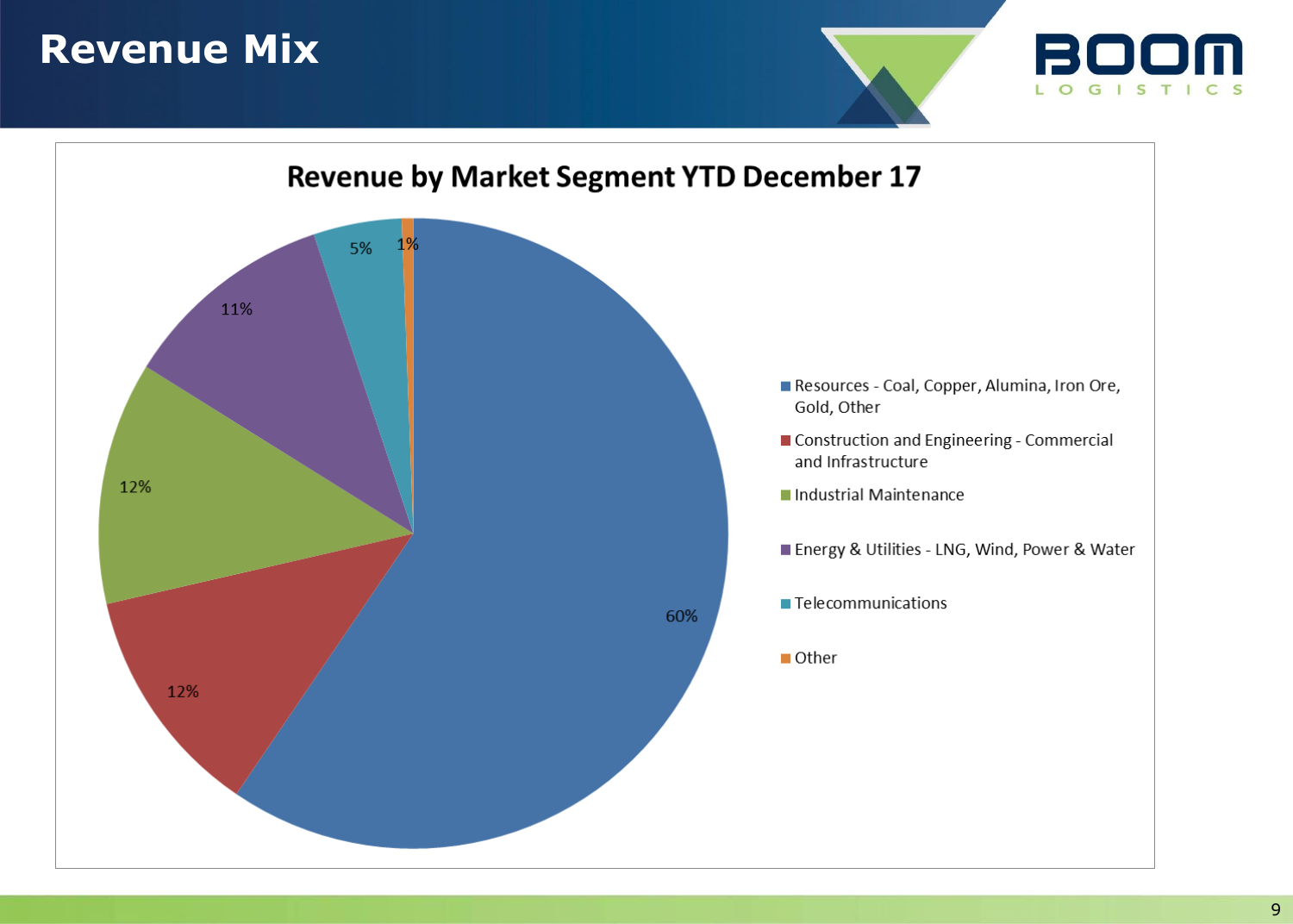# Revenue Mix

## Revenue by Market Segment YTD December 17

| Market Segment | Share |
|---|---|
| Resources - Coal, Copper, Alumina, Iron Ore, Gold, Other | 60% |
| Construction and Engineering - Commercial and Infrastructure | 12% |
| Industrial Maintenance | 12% |
| Energy & Utilities - LNG, Wind, Power & Water | 11% |
| Telecommunications | 5% |
| Other | 1% |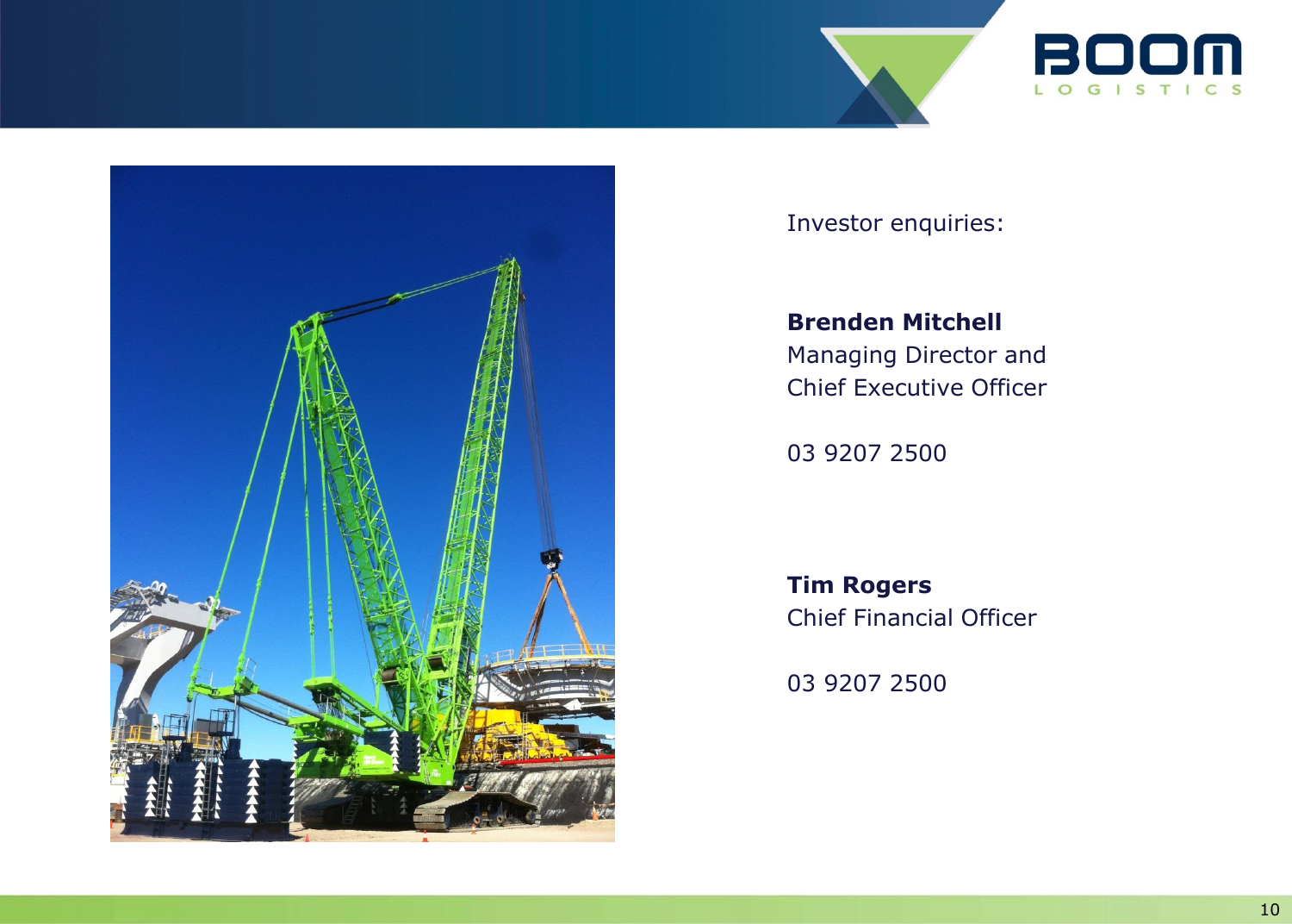Investor enquiries:

**Brenden Mitchell**
Managing Director and
Chief Executive Officer

03 9207 2500

**Tim Rogers**
Chief Financial Officer

03 9207 2500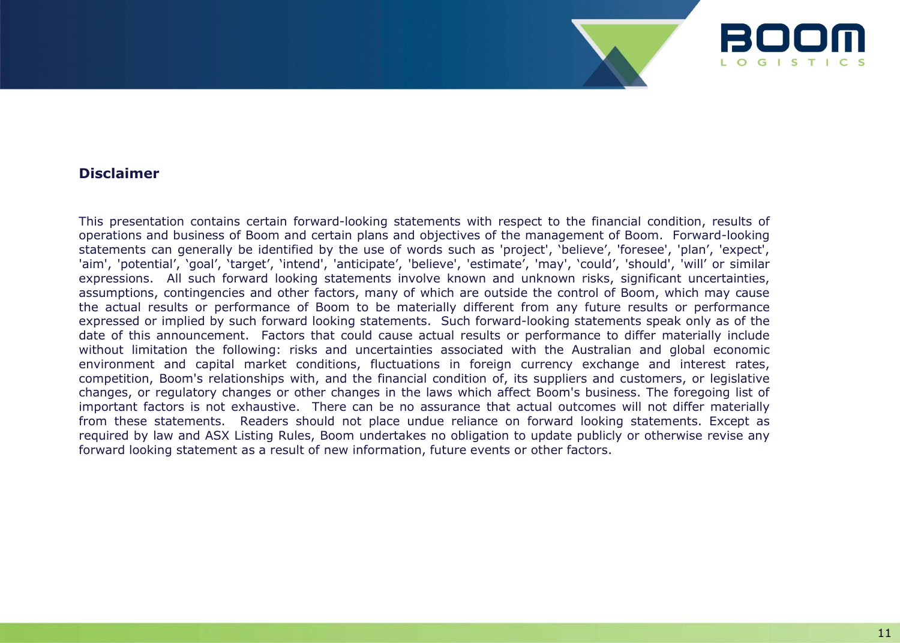## Disclaimer

This presentation contains certain forward-looking statements with respect to the financial condition, results of operations and business of Boom and certain plans and objectives of the management of Boom. Forward-looking statements can generally be identified by the use of words such as 'project', 'believe', 'foresee', 'plan', 'expect', 'aim', 'potential', 'goal', 'target', 'intend', 'anticipate', 'believe', 'estimate', 'may', 'could', 'should', 'will' or similar expressions. All such forward looking statements involve known and unknown risks, significant uncertainties, assumptions, contingencies and other factors, many of which are outside the control of Boom, which may cause the actual results or performance of Boom to be materially different from any future results or performance expressed or implied by such forward looking statements. Such forward-looking statements speak only as of the date of this announcement. Factors that could cause actual results or performance to differ materially include without limitation the following: risks and uncertainties associated with the Australian and global economic environment and capital market conditions, fluctuations in foreign currency exchange and interest rates, competition, Boom's relationships with, and the financial condition of, its suppliers and customers, or legislative changes, or regulatory changes or other changes in the laws which affect Boom's business. The foregoing list of important factors is not exhaustive. There can be no assurance that actual outcomes will not differ materially from these statements. Readers should not place undue reliance on forward looking statements. Except as required by law and ASX Listing Rules, Boom undertakes no obligation to update publicly or otherwise revise any forward looking statement as a result of new information, future events or other factors.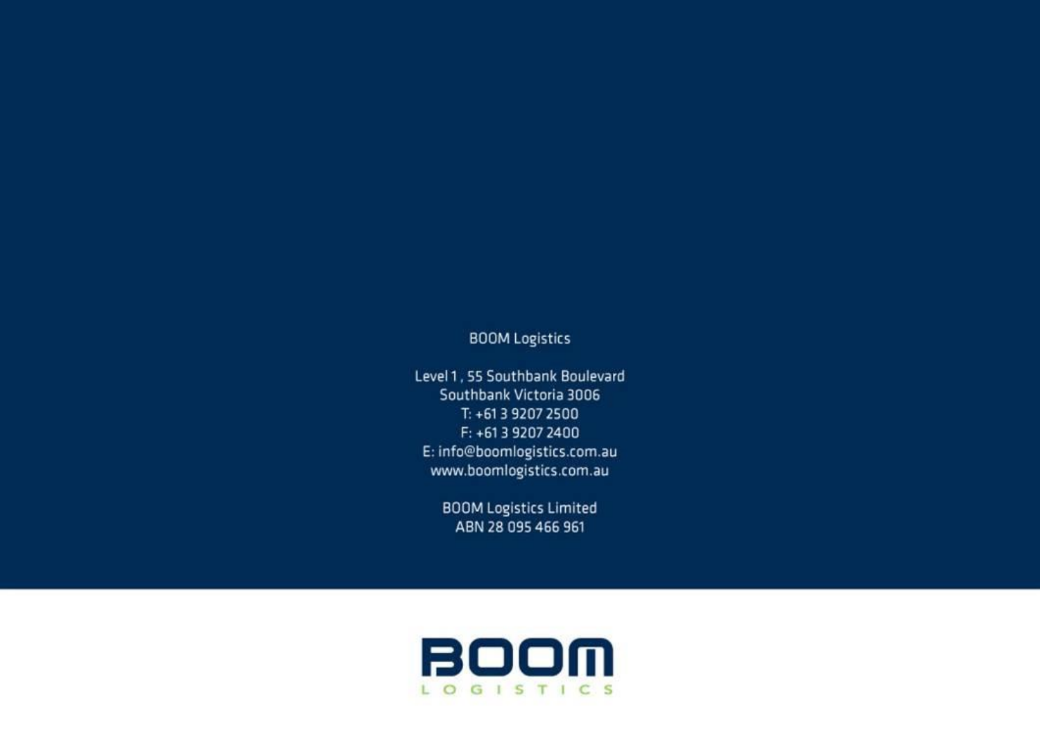BOOM Logistics

Level 1, 55 Southbank Boulevard
Southbank Victoria 3006
T: +61 3 9207 2500
F: +61 3 9207 2400
E: info@boomlogistics.com.au
www.boomlogistics.com.au

BOOM Logistics Limited
ABN 28 095 466 961

BOOM
LOGISTICS